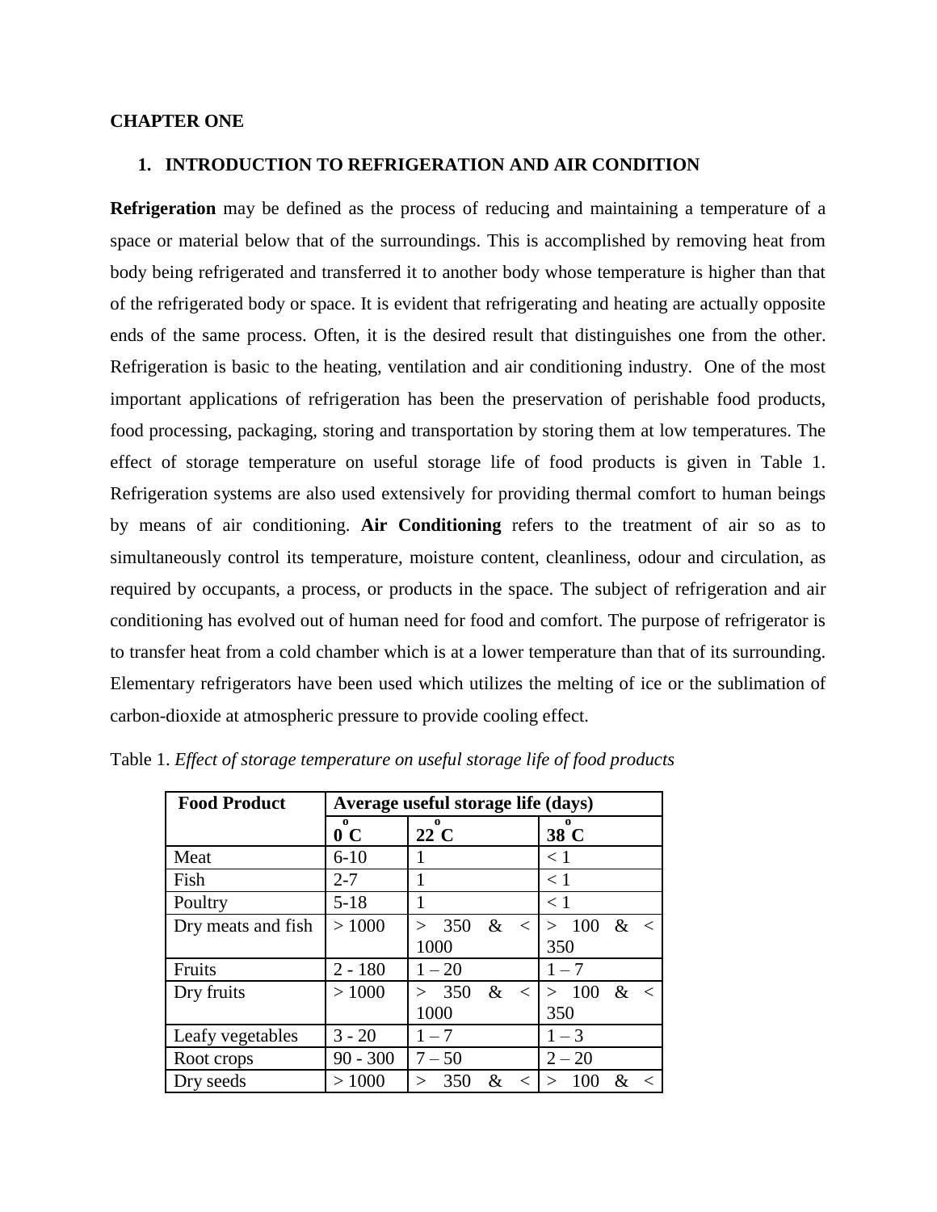**CHAPTER ONE**

## 1. INTRODUCTION TO REFRIGERATION AND AIR CONDITION

**Refrigeration** may be defined as the process of reducing and maintaining a temperature of a space or material below that of the surroundings. This is accomplished by removing heat from body being refrigerated and transferred it to another body whose temperature is higher than that of the refrigerated body or space. It is evident that refrigerating and heating are actually opposite ends of the same process. Often, it is the desired result that distinguishes one from the other. Refrigeration is basic to the heating, ventilation and air conditioning industry. One of the most important applications of refrigeration has been the preservation of perishable food products, food processing, packaging, storing and transportation by storing them at low temperatures. The effect of storage temperature on useful storage life of food products is given in Table 1. Refrigeration systems are also used extensively for providing thermal comfort to human beings by means of air conditioning. **Air Conditioning** refers to the treatment of air so as to simultaneously control its temperature, moisture content, cleanliness, odour and circulation, as required by occupants, a process, or products in the space. The subject of refrigeration and air conditioning has evolved out of human need for food and comfort. The purpose of refrigerator is to transfer heat from a cold chamber which is at a lower temperature than that of its surrounding. Elementary refrigerators have been used which utilizes the melting of ice or the sublimation of carbon-dioxide at atmospheric pressure to provide cooling effect.

Table 1. *Effect of storage temperature on useful storage life of food products*

| **Food Product** | **Average useful storage life (days)** | | |
|---|---|---|---|
| | **$0^{o}$C** | **$22^{o}$C** | **$38^{o}$C** |
| Meat | 6-10 | 1 | < 1 |
| Fish | 2-7 | 1 | < 1 |
| Poultry | 5-18 | 1 | < 1 |
| Dry meats and fish | > 1000 | > 350 & < 1000 | > 100 & < 350 |
| Fruits | 2 - 180 | 1 – 20 | 1 – 7 |
| Dry fruits | > 1000 | > 350 & < 1000 | > 100 & < 350 |
| Leafy vegetables | 3 - 20 | 1 – 7 | 1 – 3 |
| Root crops | 90 - 300 | 7 – 50 | 2 – 20 |
| Dry seeds | > 1000 | > 350 & < | > 100 & < |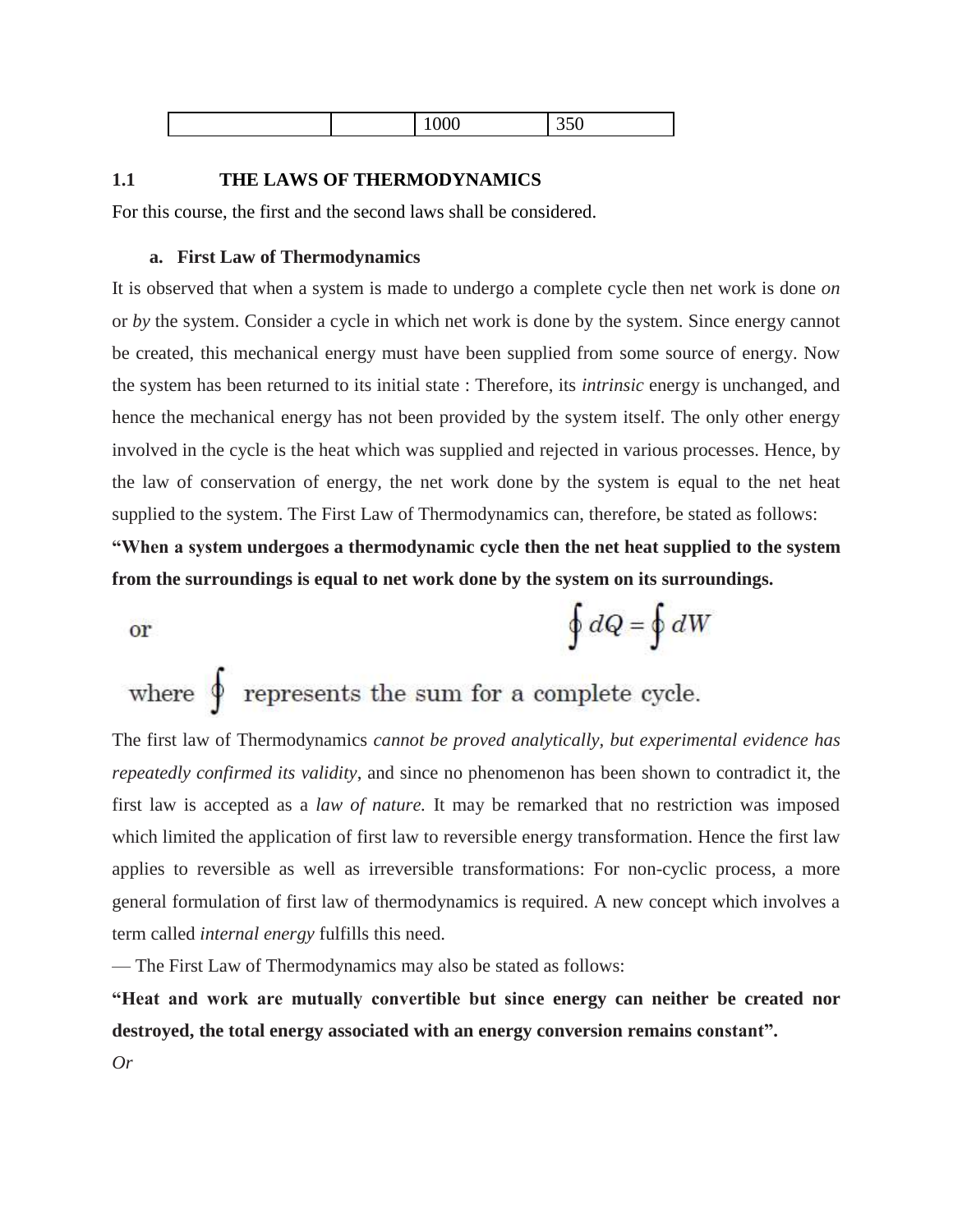| | | | |
|---|---|---|---|
| | | 1000 | 350 |

## 1.1 THE LAWS OF THERMODYNAMICS

For this course, the first and the second laws shall be considered.

### a. First Law of Thermodynamics

It is observed that when a system is made to undergo a complete cycle then net work is done *on* or *by* the system. Consider a cycle in which net work is done by the system. Since energy cannot be created, this mechanical energy must have been supplied from some source of energy. Now the system has been returned to its initial state : Therefore, its *intrinsic* energy is unchanged, and hence the mechanical energy has not been provided by the system itself. The only other energy involved in the cycle is the heat which was supplied and rejected in various processes. Hence, by the law of conservation of energy, the net work done by the system is equal to the net heat supplied to the system. The First Law of Thermodynamics can, therefore, be stated as follows:

**"When a system undergoes a thermodynamic cycle then the net heat supplied to the system from the surroundings is equal to net work done by the system on its surroundings.**

or
$$\oint dQ = \oint dW$$

where $\oint$ represents the sum for a complete cycle.

The first law of Thermodynamics *cannot be proved analytically, but experimental evidence has repeatedly confirmed its validity*, and since no phenomenon has been shown to contradict it, the first law is accepted as a *law of nature.* It may be remarked that no restriction was imposed which limited the application of first law to reversible energy transformation. Hence the first law applies to reversible as well as irreversible transformations: For non-cyclic process, a more general formulation of first law of thermodynamics is required. A new concept which involves a term called *internal energy* fulfills this need.

— The First Law of Thermodynamics may also be stated as follows:

**"Heat and work are mutually convertible but since energy can neither be created nor destroyed, the total energy associated with an energy conversion remains constant".**

*Or*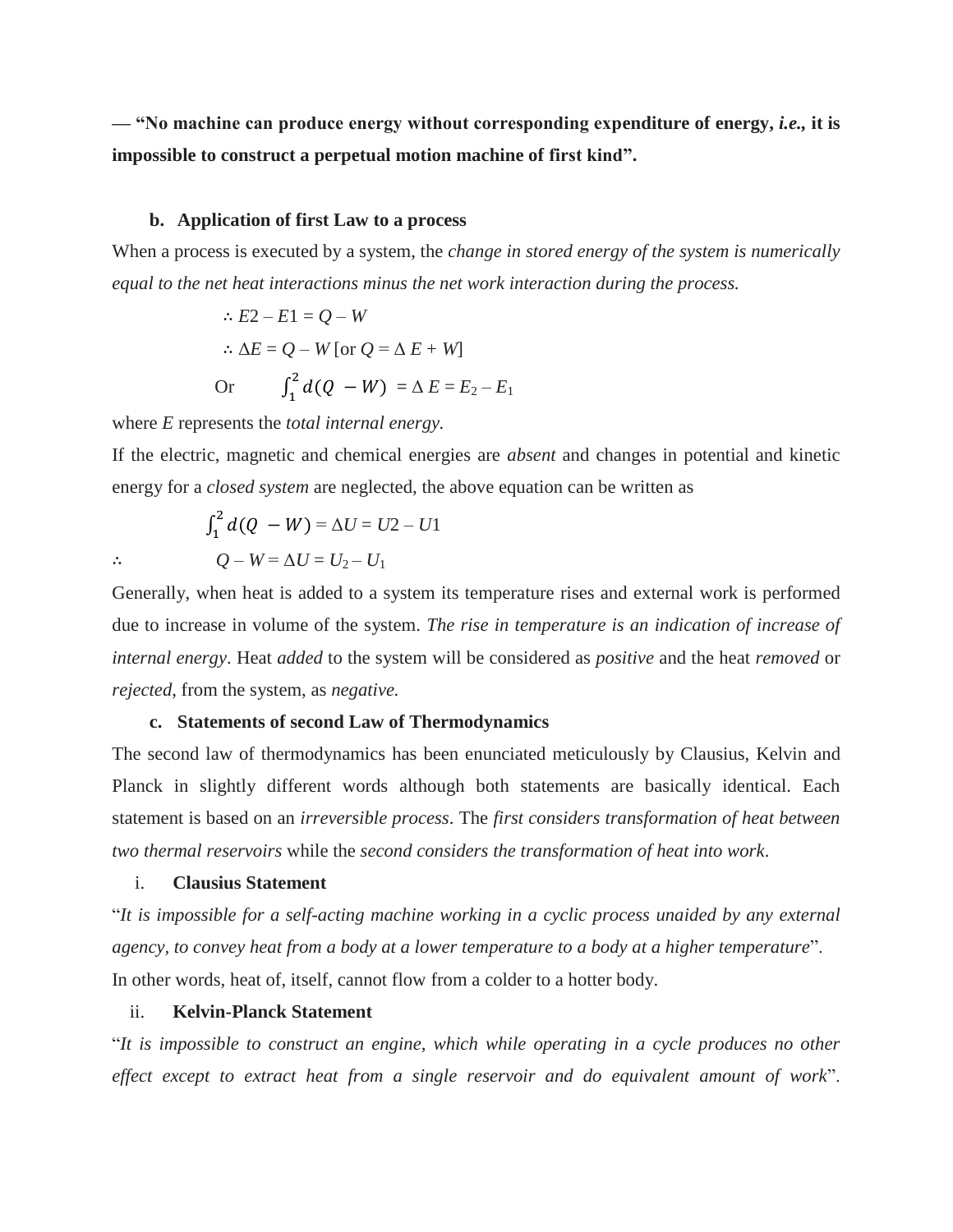**— "No machine can produce energy without corresponding expenditure of energy, *i.e.,* it is impossible to construct a perpetual motion machine of first kind".**

### b. Application of first Law to a process

When a process is executed by a system, the *change in stored energy of the system is numerically equal to the net heat interactions minus the net work interaction during the process.*

$$\therefore E2 - E1 = Q - W$$

$$\therefore \Delta E = Q - W \text{ [or } Q = \Delta E + W\text{]}$$

$$\text{Or} \qquad \int_1^2 d(Q - W) = \Delta E = E_2 - E_1$$

where $E$ represents the *total internal energy.*

If the electric, magnetic and chemical energies are *absent* and changes in potential and kinetic energy for a *closed system* are neglected, the above equation can be written as

$$\int_1^2 d(Q - W) = \Delta U = U2 - U1$$

$$\therefore \qquad Q - W = \Delta U = U_2 - U_1$$

Generally, when heat is added to a system its temperature rises and external work is performed due to increase in volume of the system. *The rise in temperature is an indication of increase of internal energy*. Heat *added* to the system will be considered as *positive* and the heat *removed* or *rejected*, from the system, as *negative.*

### c. Statements of second Law of Thermodynamics

The second law of thermodynamics has been enunciated meticulously by Clausius, Kelvin and Planck in slightly different words although both statements are basically identical. Each statement is based on an *irreversible process*. The *first considers transformation of heat between two thermal reservoirs* while the *second considers the transformation of heat into work*.

#### i. Clausius Statement

"*It is impossible for a self-acting machine working in a cyclic process unaided by any external agency, to convey heat from a body at a lower temperature to a body at a higher temperature*".

In other words, heat of, itself, cannot flow from a colder to a hotter body.

#### ii. Kelvin-Planck Statement

"*It is impossible to construct an engine, which while operating in a cycle produces no other effect except to extract heat from a single reservoir and do equivalent amount of work*".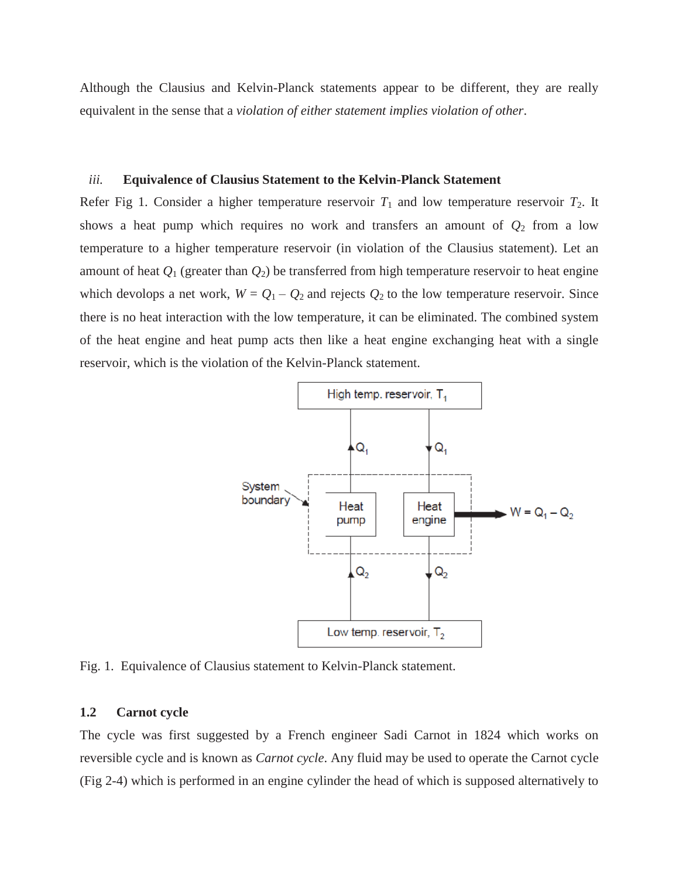Although the Clausius and Kelvin-Planck statements appear to be different, they are really equivalent in the sense that a *violation of either statement implies violation of other*.

### *iii.* Equivalence of Clausius Statement to the Kelvin-Planck Statement

Refer Fig 1. Consider a higher temperature reservoir $T_1$ and low temperature reservoir $T_2$. It shows a heat pump which requires no work and transfers an amount of $Q_2$ from a low temperature to a higher temperature reservoir (in violation of the Clausius statement). Let an amount of heat $Q_1$ (greater than $Q_2$) be transferred from high temperature reservoir to heat engine which devolops a net work, $W = Q_1 - Q_2$ and rejects $Q_2$ to the low temperature reservoir. Since there is no heat interaction with the low temperature, it can be eliminated. The combined system of the heat engine and heat pump acts then like a heat engine exchanging heat with a single reservoir, which is the violation of the Kelvin-Planck statement.

Fig. 1. Equivalence of Clausius statement to Kelvin-Planck statement.

## 1.2 Carnot cycle

The cycle was first suggested by a French engineer Sadi Carnot in 1824 which works on reversible cycle and is known as *Carnot cycle*. Any fluid may be used to operate the Carnot cycle (Fig 2-4) which is performed in an engine cylinder the head of which is supposed alternatively to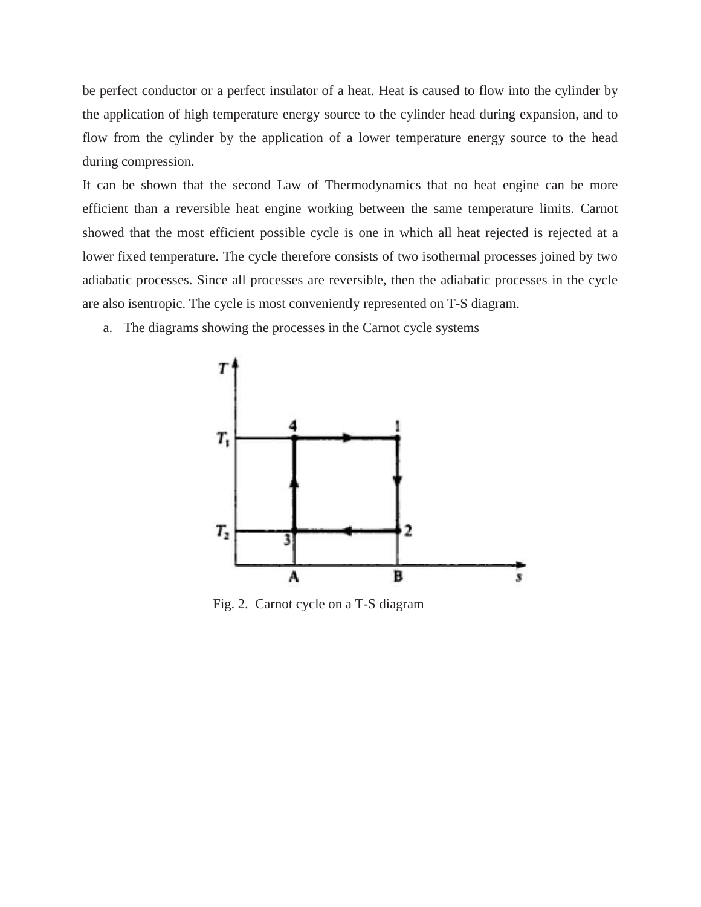be perfect conductor or a perfect insulator of a heat. Heat is caused to flow into the cylinder by the application of high temperature energy source to the cylinder head during expansion, and to flow from the cylinder by the application of a lower temperature energy source to the head during compression.

It can be shown that the second Law of Thermodynamics that no heat engine can be more efficient than a reversible heat engine working between the same temperature limits. Carnot showed that the most efficient possible cycle is one in which all heat rejected is rejected at a lower fixed temperature. The cycle therefore consists of two isothermal processes joined by two adiabatic processes. Since all processes are reversible, then the adiabatic processes in the cycle are also isentropic. The cycle is most conveniently represented on T-S diagram.

a. The diagrams showing the processes in the Carnot cycle systems

Fig. 2. Carnot cycle on a T-S diagram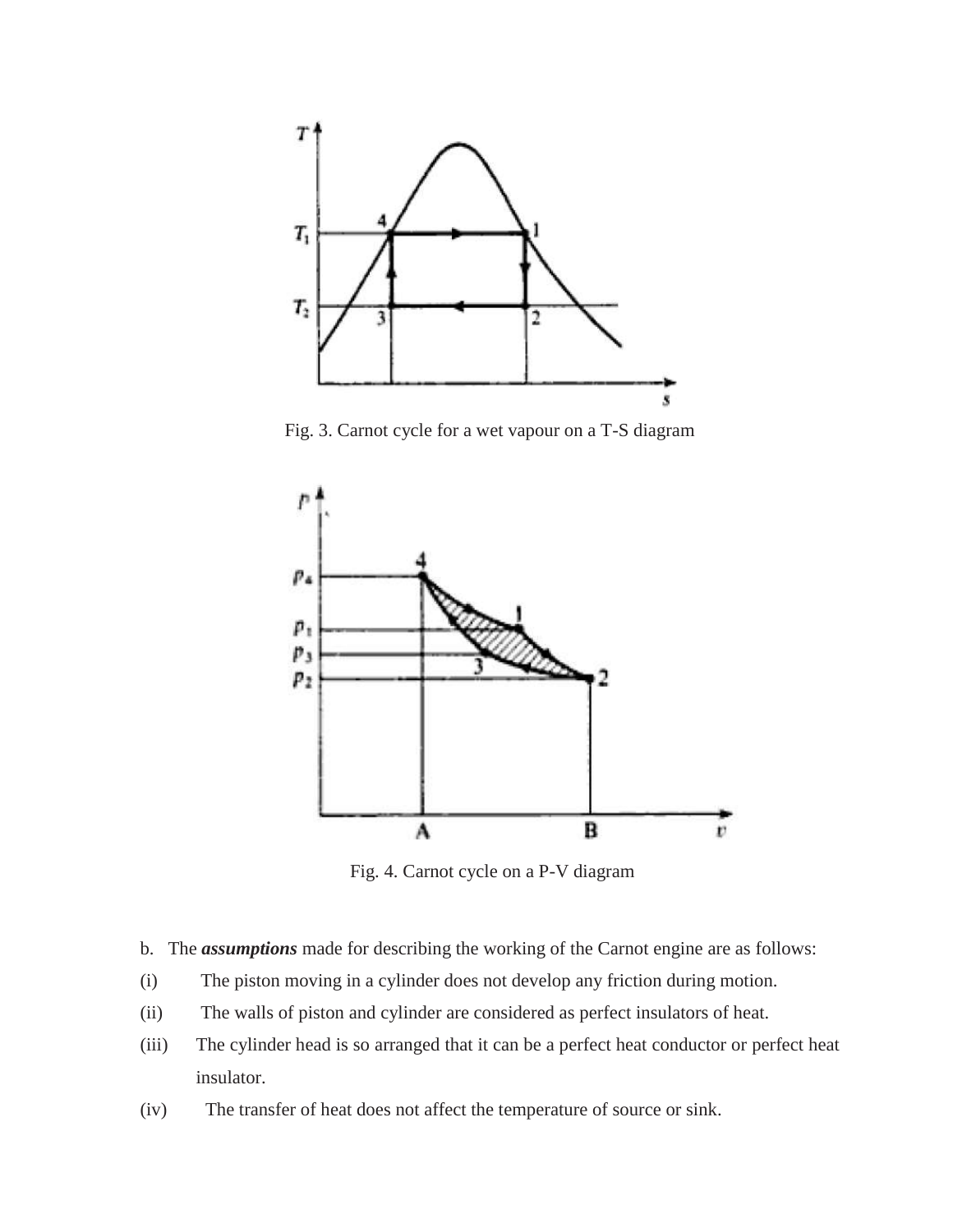Fig. 3. Carnot cycle for a wet vapour on a T-S diagram

Fig. 4. Carnot cycle on a P-V diagram

b. The ***assumptions*** made for describing the working of the Carnot engine are as follows:

(i) The piston moving in a cylinder does not develop any friction during motion.

(ii) The walls of piston and cylinder are considered as perfect insulators of heat.

(iii) The cylinder head is so arranged that it can be a perfect heat conductor or perfect heat insulator.

(iv) The transfer of heat does not affect the temperature of source or sink.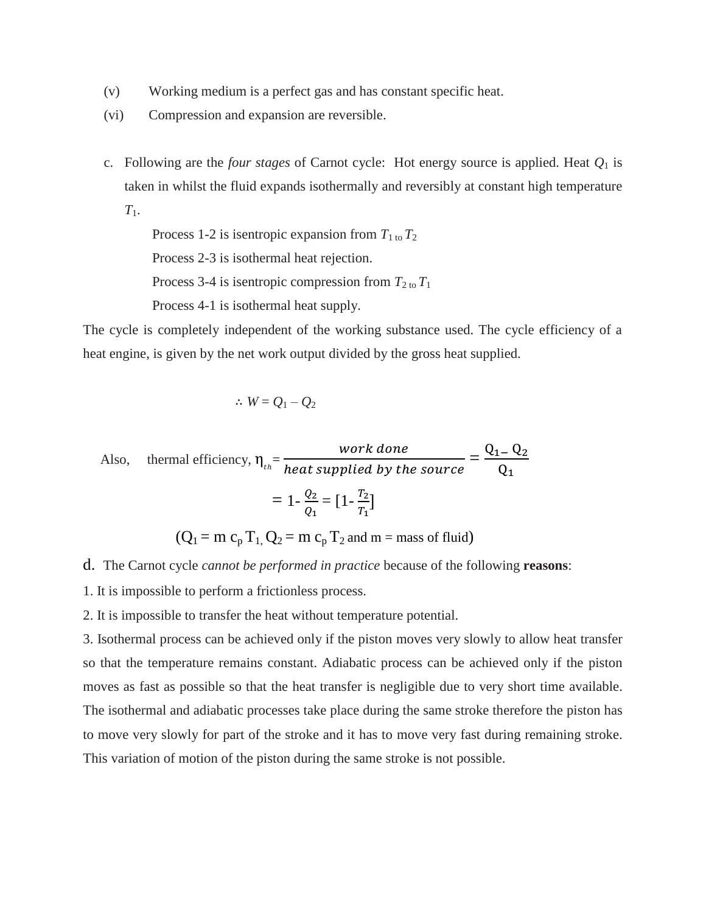(v) Working medium is a perfect gas and has constant specific heat.

(vi) Compression and expansion are reversible.

c. Following are the *four stages* of Carnot cycle: Hot energy source is applied. Heat $Q_1$ is taken in whilst the fluid expands isothermally and reversibly at constant high temperature $T_1$.

Process 1-2 is isentropic expansion from $T_1$ to $T_2$

Process 2-3 is isothermal heat rejection.

Process 3-4 is isentropic compression from $T_2$ to $T_1$

Process 4-1 is isothermal heat supply.

The cycle is completely independent of the working substance used. The cycle efficiency of a heat engine, is given by the net work output divided by the gross heat supplied.

$$\therefore W = Q_1 - Q_2$$

Also, thermal efficiency,

$$\eta_{th} = \frac{work\ done}{heat\ supplied\ by\ the\ source} = \frac{Q_1 - Q_2}{Q_1}$$

$$= 1 - \frac{Q_2}{Q_1} = [1 - \frac{T_2}{T_1}]$$

($Q_1 = m\ c_p\ T_1$, $Q_2 = m\ c_p\ T_2$ and m = mass of fluid)

d. The Carnot cycle *cannot be performed in practice* because of the following **reasons**:

1. It is impossible to perform a frictionless process.

2. It is impossible to transfer the heat without temperature potential.

3. Isothermal process can be achieved only if the piston moves very slowly to allow heat transfer so that the temperature remains constant. Adiabatic process can be achieved only if the piston moves as fast as possible so that the heat transfer is negligible due to very short time available. The isothermal and adiabatic processes take place during the same stroke therefore the piston has to move very slowly for part of the stroke and it has to move very fast during remaining stroke. This variation of motion of the piston during the same stroke is not possible.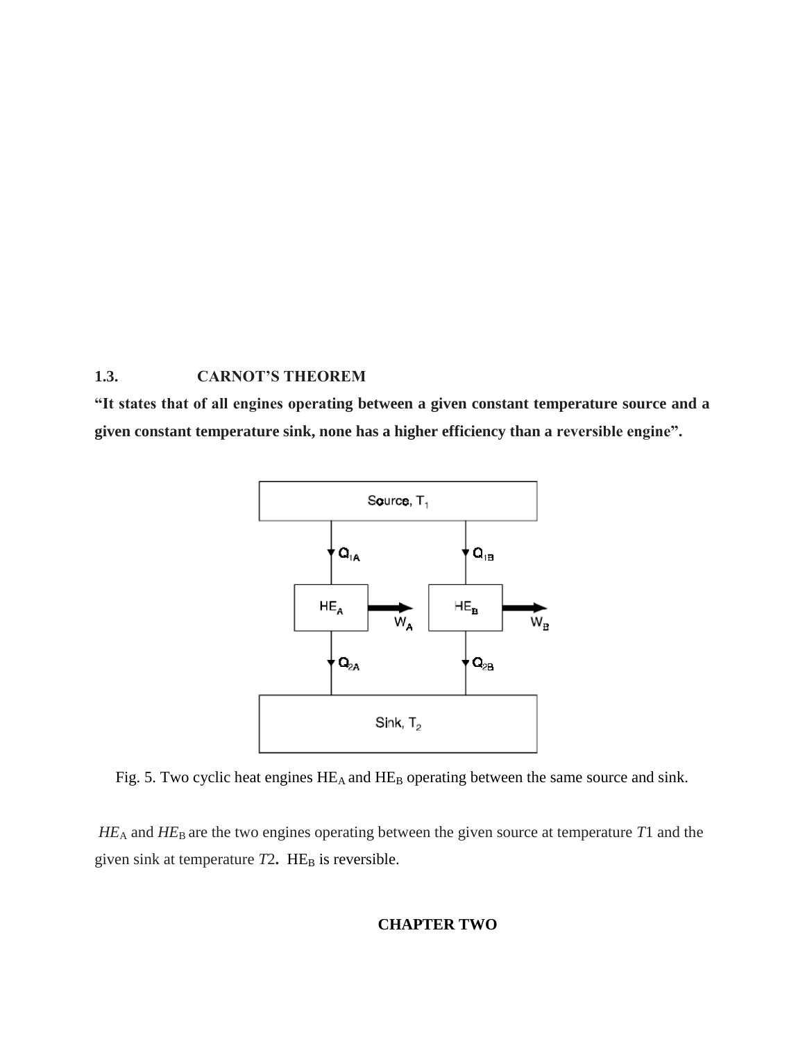## 1.3. CARNOT'S THEOREM

**"It states that of all engines operating between a given constant temperature source and a given constant temperature sink, none has a higher efficiency than a reversible engine".**

Fig. 5. Two cyclic heat engines $HE_A$ and $HE_B$ operating between the same source and sink.

$HE_A$ and $HE_B$ are the two engines operating between the given source at temperature $T1$ and the given sink at temperature $T2$. $HE_B$ is reversible.

# CHAPTER TWO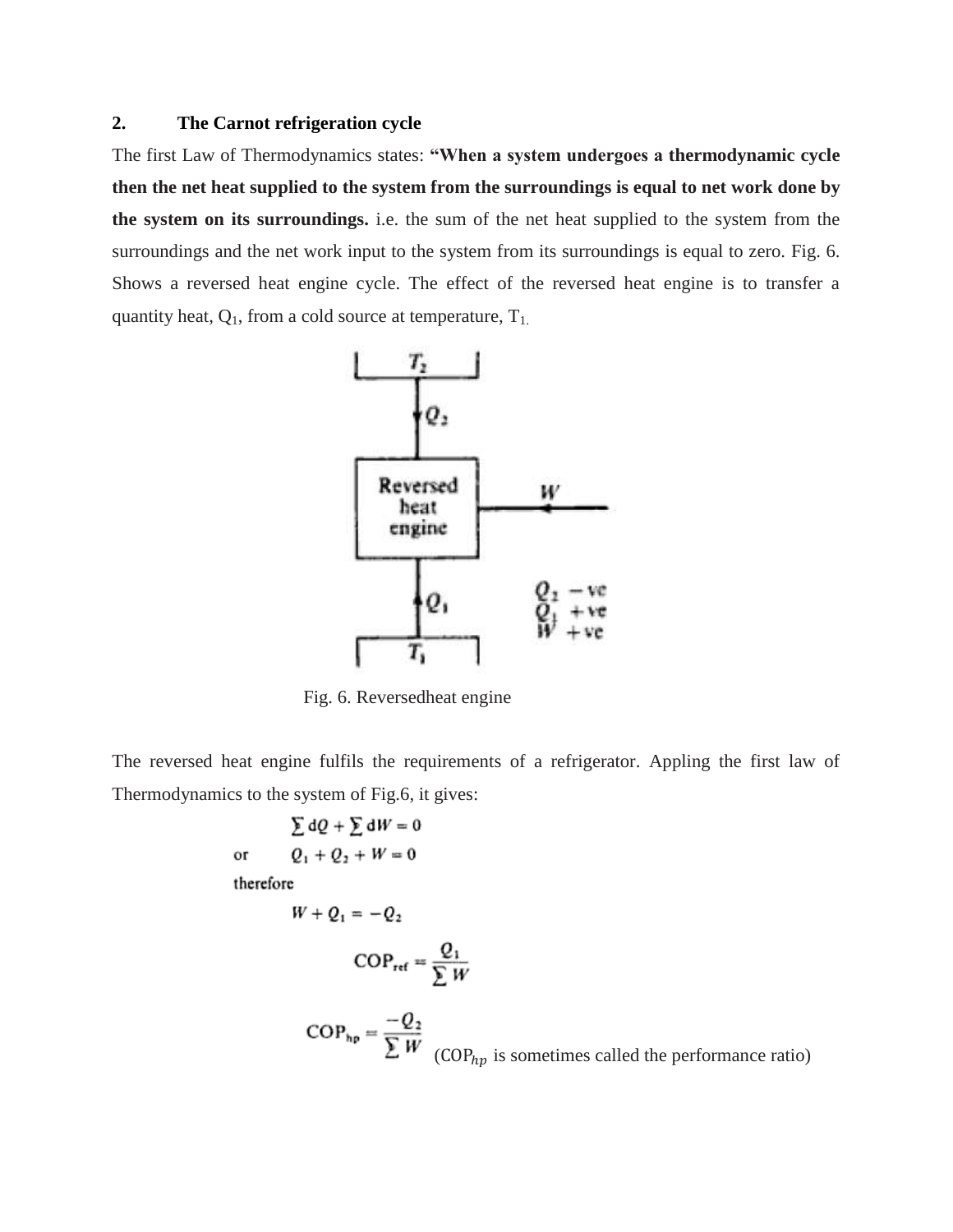## 2. The Carnot refrigeration cycle

The first Law of Thermodynamics states: **"When a system undergoes a thermodynamic cycle then the net heat supplied to the system from the surroundings is equal to net work done by the system on its surroundings.** i.e. the sum of the net heat supplied to the system from the surroundings and the net work input to the system from its surroundings is equal to zero. Fig. 6. Shows a reversed heat engine cycle. The effect of the reversed heat engine is to transfer a quantity heat, $Q_1$, from a cold source at temperature, $T_1$.

Fig. 6. Reversedheat engine

The reversed heat engine fulfils the requirements of a refrigerator. Appling the first law of Thermodynamics to the system of Fig.6, it gives:

$$\sum dQ + \sum dW = 0$$

or

$$Q_1 + Q_2 + W = 0$$

therefore

$$W + Q_1 = -Q_2$$

$$\text{COP}_{ref} = \frac{Q_1}{\sum W}$$

$$\text{COP}_{hp} = \frac{-Q_2}{\sum W}$$

($\text{COP}_{hp}$ is sometimes called the performance ratio)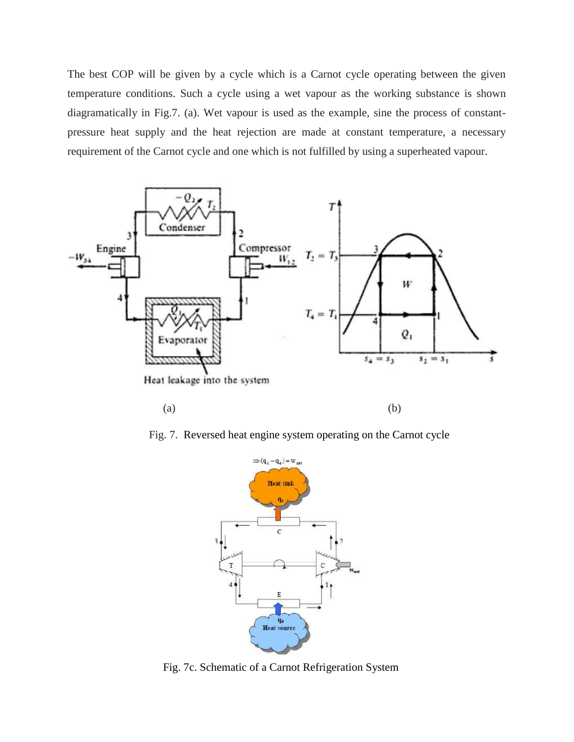The best COP will be given by a cycle which is a Carnot cycle operating between the given temperature conditions. Such a cycle using a wet vapour as the working substance is shown diagramatically in Fig.7. (a). Wet vapour is used as the example, sine the process of constant-pressure heat supply and the heat rejection are made at constant temperature, a necessary requirement of the Carnot cycle and one which is not fulfilled by using a superheated vapour.

(a) (b)

Fig. 7. Reversed heat engine system operating on the Carnot cycle

Fig. 7c. Schematic of a Carnot Refrigeration System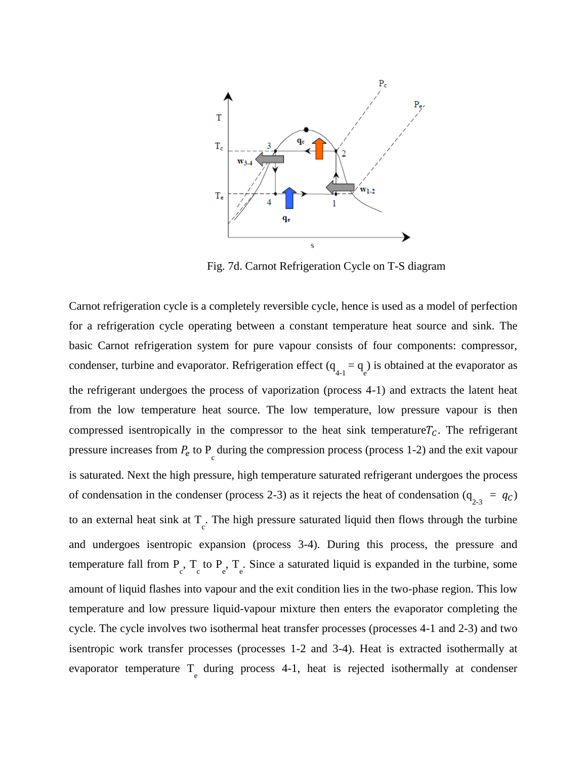Fig. 7d. Carnot Refrigeration Cycle on T-S diagram

Carnot refrigeration cycle is a completely reversible cycle, hence is used as a model of perfection for a refrigeration cycle operating between a constant temperature heat source and sink. The basic Carnot refrigeration system for pure vapour consists of four components: compressor, condenser, turbine and evaporator. Refrigeration effect ($q_{4-1} = q_e$) is obtained at the evaporator as the refrigerant undergoes the process of vaporization (process 4-1) and extracts the latent heat from the low temperature heat source. The low temperature, low pressure vapour is then compressed isentropically in the compressor to the heat sink temperature $T_C$. The refrigerant pressure increases from $P_e$ to $P_c$ during the compression process (process 1-2) and the exit vapour is saturated. Next the high pressure, high temperature saturated refrigerant undergoes the process of condensation in the condenser (process 2-3) as it rejects the heat of condensation ($q_{2-3} = q_C$) to an external heat sink at $T_c$. The high pressure saturated liquid then flows through the turbine and undergoes isentropic expansion (process 3-4). During this process, the pressure and temperature fall from $P_c$, $T_c$ to $P_e$, $T_e$. Since a saturated liquid is expanded in the turbine, some amount of liquid flashes into vapour and the exit condition lies in the two-phase region. This low temperature and low pressure liquid-vapour mixture then enters the evaporator completing the cycle. The cycle involves two isothermal heat transfer processes (processes 4-1 and 2-3) and two isentropic work transfer processes (processes 1-2 and 3-4). Heat is extracted isothermally at evaporator temperature $T_e$ during process 4-1, heat is rejected isothermally at condenser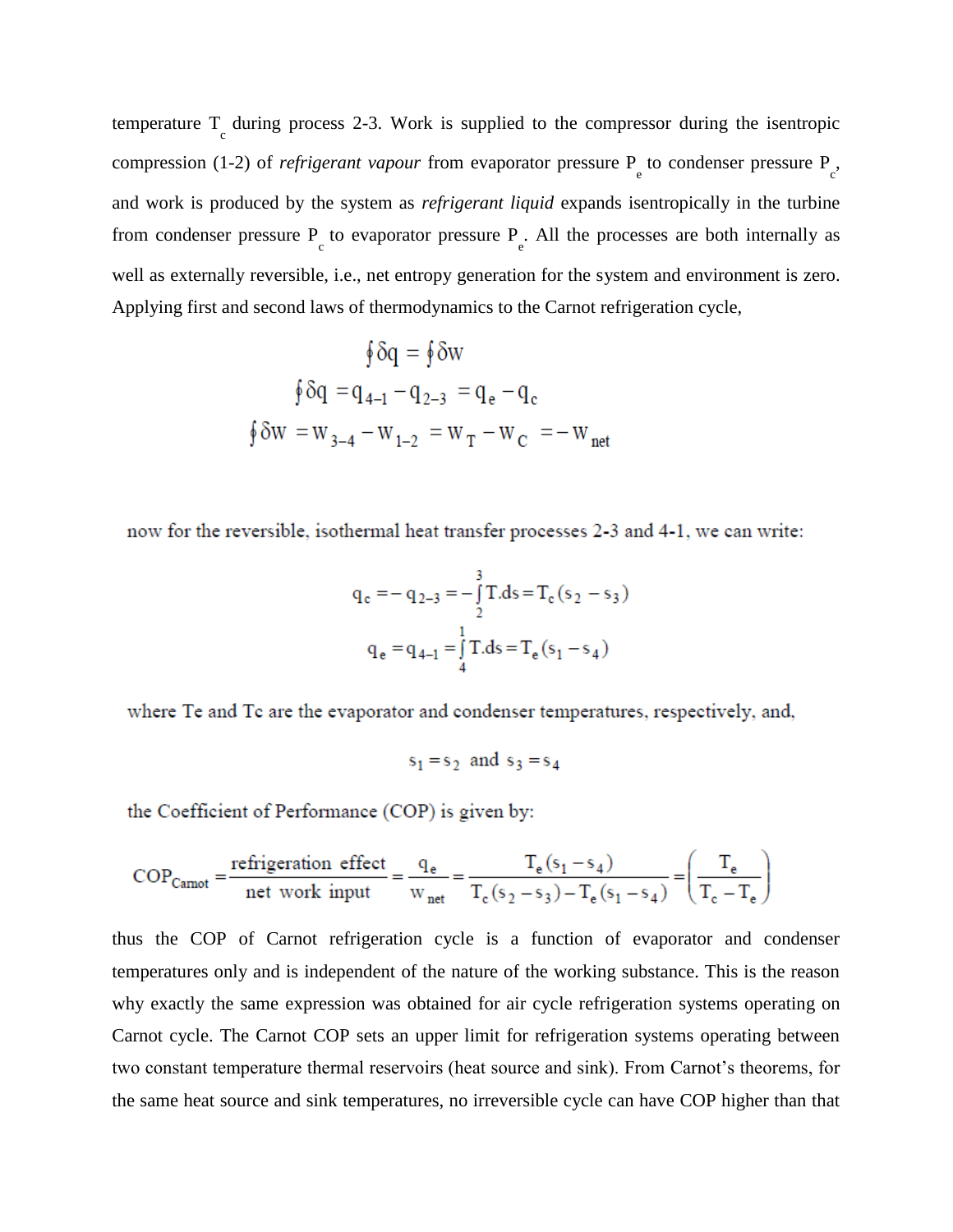temperature $T_c$ during process 2-3. Work is supplied to the compressor during the isentropic compression (1-2) of *refrigerant vapour* from evaporator pressure $P_e$ to condenser pressure $P_c$, and work is produced by the system as *refrigerant liquid* expands isentropically in the turbine from condenser pressure $P_c$ to evaporator pressure $P_e$. All the processes are both internally as well as externally reversible, i.e., net entropy generation for the system and environment is zero. Applying first and second laws of thermodynamics to the Carnot refrigeration cycle,

$$\oint \delta q = \oint \delta w$$

$$\oint \delta q = q_{4-1} - q_{2-3} = q_e - q_c$$

$$\oint \delta w = w_{3-4} - w_{1-2} = w_T - w_C = -w_{net}$$

now for the reversible, isothermal heat transfer processes 2-3 and 4-1, we can write:

$$q_c = -q_{2-3} = -\int_2^3 T.ds = T_c(s_2 - s_3)$$

$$q_e = q_{4-1} = \int_4^1 T.ds = T_e(s_1 - s_4)$$

where Te and Tc are the evaporator and condenser temperatures, respectively, and,

$$s_1 = s_2 \text{ and } s_3 = s_4$$

the Coefficient of Performance (COP) is given by:

$$COP_{Carnot} = \frac{\text{refrigeration effect}}{\text{net work input}} = \frac{q_e}{w_{net}} = \frac{T_e(s_1 - s_4)}{T_c(s_2 - s_3) - T_e(s_1 - s_4)} = \left(\frac{T_e}{T_c - T_e}\right)$$

thus the COP of Carnot refrigeration cycle is a function of evaporator and condenser temperatures only and is independent of the nature of the working substance. This is the reason why exactly the same expression was obtained for air cycle refrigeration systems operating on Carnot cycle. The Carnot COP sets an upper limit for refrigeration systems operating between two constant temperature thermal reservoirs (heat source and sink). From Carnot's theorems, for the same heat source and sink temperatures, no irreversible cycle can have COP higher than that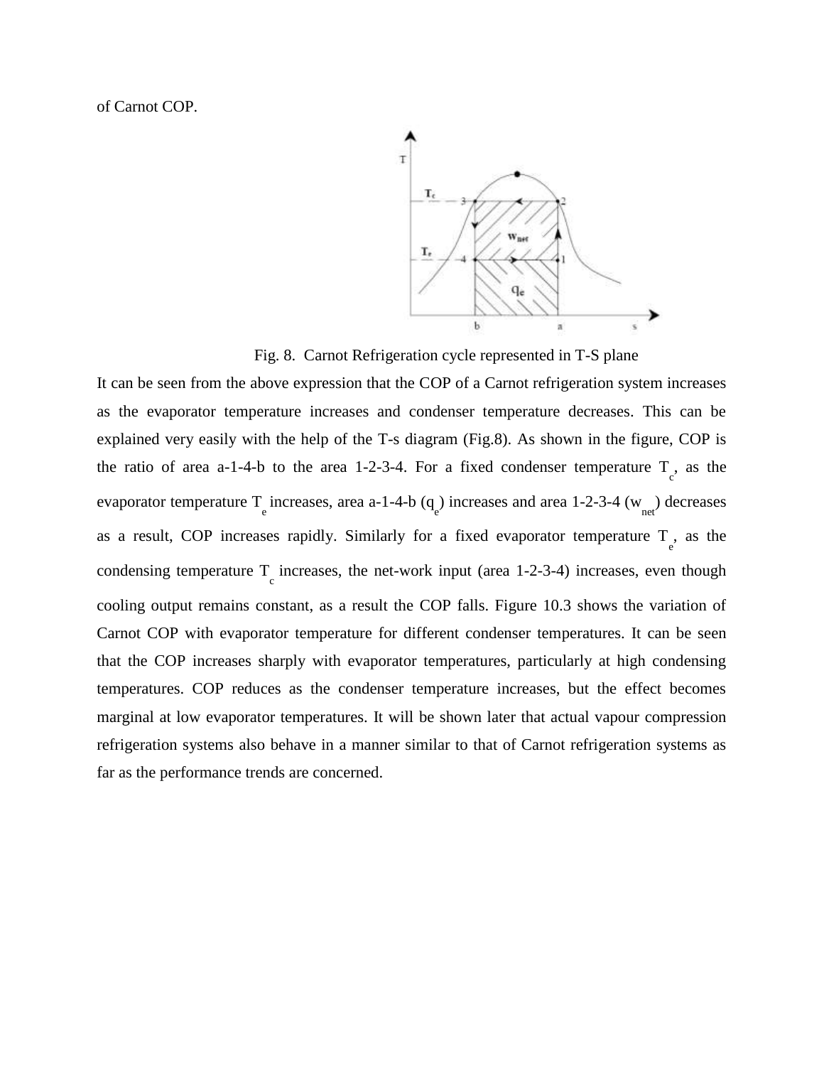of Carnot COP.

Fig. 8. Carnot Refrigeration cycle represented in T-S plane

It can be seen from the above expression that the COP of a Carnot refrigeration system increases as the evaporator temperature increases and condenser temperature decreases. This can be explained very easily with the help of the T-s diagram (Fig.8). As shown in the figure, COP is the ratio of area a-1-4-b to the area 1-2-3-4. For a fixed condenser temperature $T_c$, as the evaporator temperature $T_e$ increases, area a-1-4-b ($q_e$) increases and area 1-2-3-4 ($w_{net}$) decreases as a result, COP increases rapidly. Similarly for a fixed evaporator temperature $T_e$, as the condensing temperature $T_c$ increases, the net-work input (area 1-2-3-4) increases, even though cooling output remains constant, as a result the COP falls. Figure 10.3 shows the variation of Carnot COP with evaporator temperature for different condenser temperatures. It can be seen that the COP increases sharply with evaporator temperatures, particularly at high condensing temperatures. COP reduces as the condenser temperature increases, but the effect becomes marginal at low evaporator temperatures. It will be shown later that actual vapour compression refrigeration systems also behave in a manner similar to that of Carnot refrigeration systems as far as the performance trends are concerned.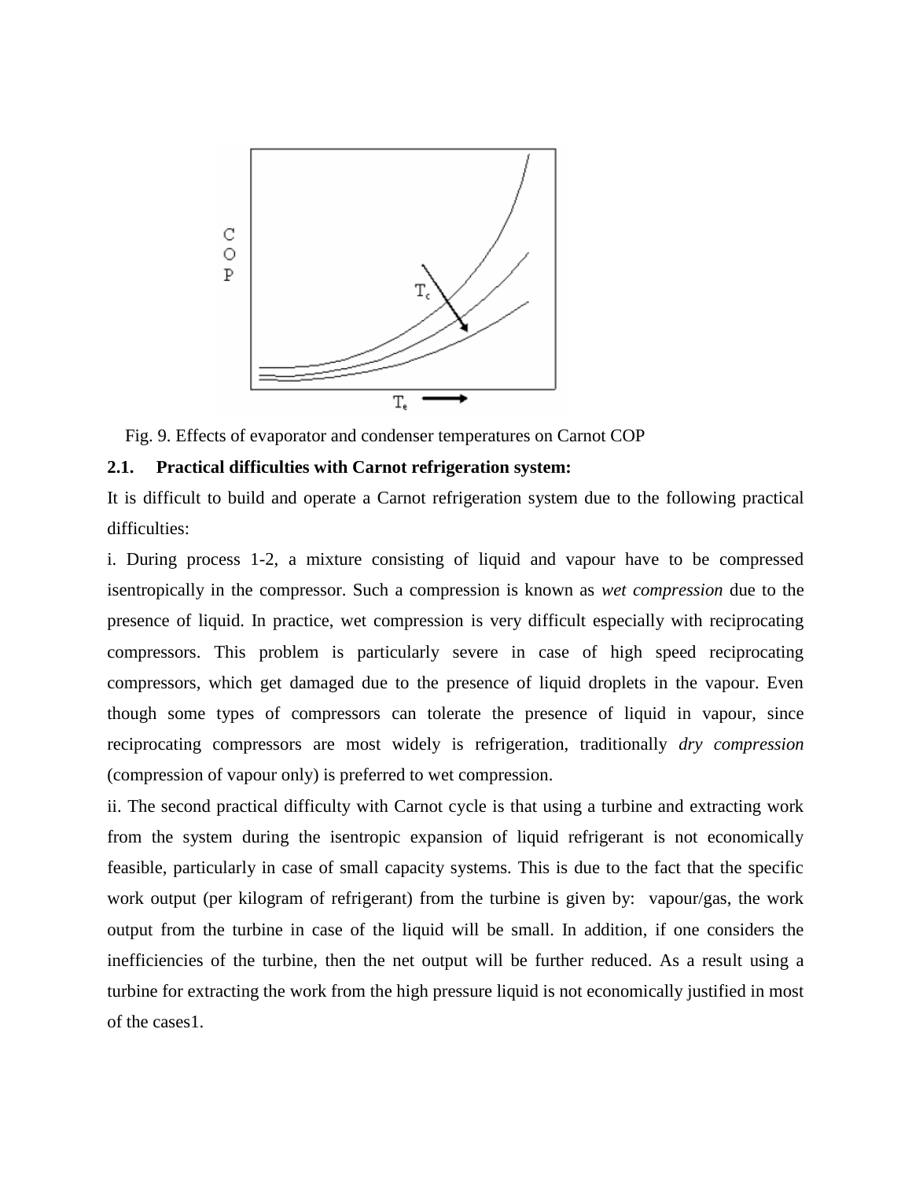Fig. 9. Effects of evaporator and condenser temperatures on Carnot COP

### 2.1. Practical difficulties with Carnot refrigeration system:

It is difficult to build and operate a Carnot refrigeration system due to the following practical difficulties:

i. During process 1-2, a mixture consisting of liquid and vapour have to be compressed isentropically in the compressor. Such a compression is known as *wet compression* due to the presence of liquid. In practice, wet compression is very difficult especially with reciprocating compressors. This problem is particularly severe in case of high speed reciprocating compressors, which get damaged due to the presence of liquid droplets in the vapour. Even though some types of compressors can tolerate the presence of liquid in vapour, since reciprocating compressors are most widely is refrigeration, traditionally *dry compression* (compression of vapour only) is preferred to wet compression.

ii. The second practical difficulty with Carnot cycle is that using a turbine and extracting work from the system during the isentropic expansion of liquid refrigerant is not economically feasible, particularly in case of small capacity systems. This is due to the fact that the specific work output (per kilogram of refrigerant) from the turbine is given by: vapour/gas, the work output from the turbine in case of the liquid will be small. In addition, if one considers the inefficiencies of the turbine, then the net output will be further reduced. As a result using a turbine for extracting the work from the high pressure liquid is not economically justified in most of the cases1.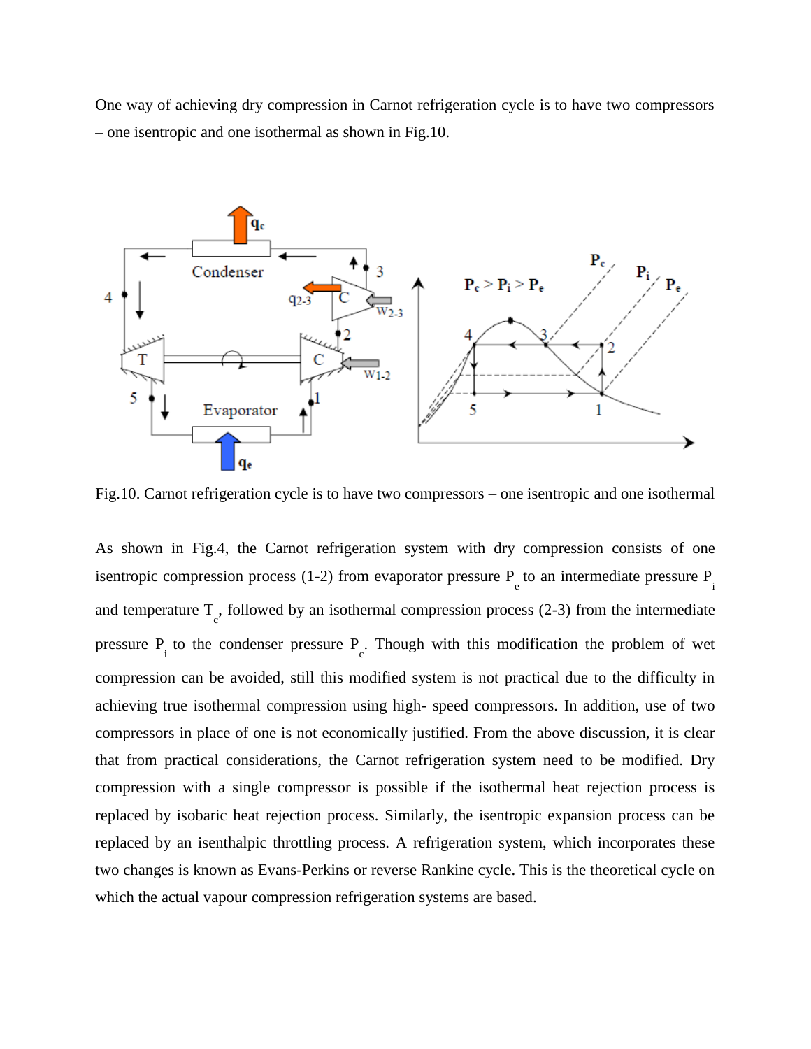One way of achieving dry compression in Carnot refrigeration cycle is to have two compressors – one isentropic and one isothermal as shown in Fig.10.

$q_c$

Condenser

4

3

$q_{2-3}$

C

$W_{2-3}$

2

T

C

$W_{1-2}$

5

1

Evaporator

$q_e$

$P_c$

$P_i$

$P_e$

$P_c > P_i > P_e$

4

3

2

5

1

Fig.10. Carnot refrigeration cycle is to have two compressors – one isentropic and one isothermal

As shown in Fig.4, the Carnot refrigeration system with dry compression consists of one isentropic compression process (1-2) from evaporator pressure $P_e$ to an intermediate pressure $P_i$ and temperature $T_c$, followed by an isothermal compression process (2-3) from the intermediate pressure $P_i$ to the condenser pressure $P_c$. Though with this modification the problem of wet compression can be avoided, still this modified system is not practical due to the difficulty in achieving true isothermal compression using high- speed compressors. In addition, use of two compressors in place of one is not economically justified. From the above discussion, it is clear that from practical considerations, the Carnot refrigeration system need to be modified. Dry compression with a single compressor is possible if the isothermal heat rejection process is replaced by isobaric heat rejection process. Similarly, the isentropic expansion process can be replaced by an isenthalpic throttling process. A refrigeration system, which incorporates these two changes is known as Evans-Perkins or reverse Rankine cycle. This is the theoretical cycle on which the actual vapour compression refrigeration systems are based.